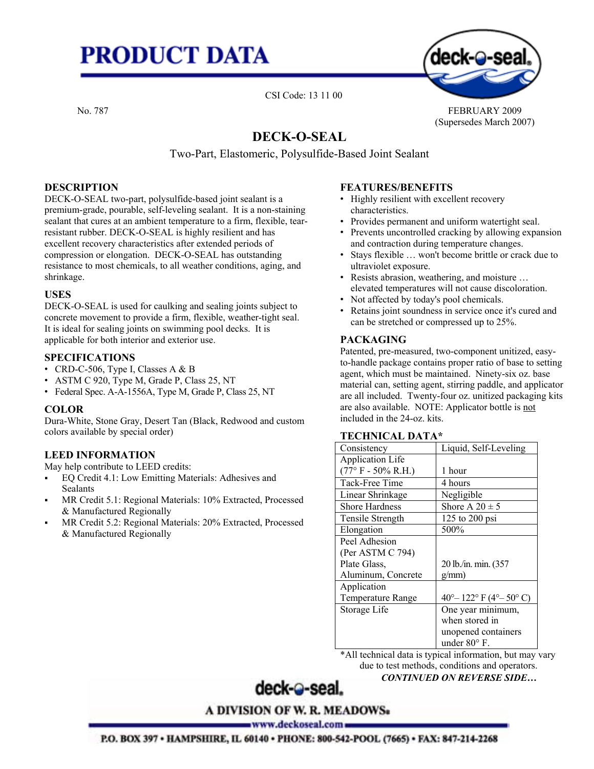# PRODUCT DATA

CSI Code: 13 11 00

No. 787

FEBRUARY 2009
(Supersedes March 2007)

## DECK-O-SEAL

Two-Part, Elastomeric, Polysulfide-Based Joint Sealant

### DESCRIPTION

DECK-O-SEAL two-part, polysulfide-based joint sealant is a premium-grade, pourable, self-leveling sealant. It is a non-staining sealant that cures at an ambient temperature to a firm, flexible, tear-resistant rubber. DECK-O-SEAL is highly resilient and has excellent recovery characteristics after extended periods of compression or elongation. DECK-O-SEAL has outstanding resistance to most chemicals, to all weather conditions, aging, and shrinkage.

### USES

DECK-O-SEAL is used for caulking and sealing joints subject to concrete movement to provide a firm, flexible, weather-tight seal. It is ideal for sealing joints on swimming pool decks. It is applicable for both interior and exterior use.

### SPECIFICATIONS

- CRD-C-506, Type I, Classes A & B
- ASTM C 920, Type M, Grade P, Class 25, NT
- Federal Spec. A-A-1556A, Type M, Grade P, Class 25, NT

### COLOR

Dura-White, Stone Gray, Desert Tan (Black, Redwood and custom colors available by special order)

### LEED INFORMATION

May help contribute to LEED credits:

- EQ Credit 4.1: Low Emitting Materials: Adhesives and Sealants
- MR Credit 5.1: Regional Materials: 10% Extracted, Processed & Manufactured Regionally
- MR Credit 5.2: Regional Materials: 20% Extracted, Processed & Manufactured Regionally

### FEATURES/BENEFITS

- Highly resilient with excellent recovery characteristics.
- Provides permanent and uniform watertight seal.
- Prevents uncontrolled cracking by allowing expansion and contraction during temperature changes.
- Stays flexible … won't become brittle or crack due to ultraviolet exposure.
- Resists abrasion, weathering, and moisture … elevated temperatures will not cause discoloration.
- Not affected by today's pool chemicals.
- Retains joint soundness in service once it's cured and can be stretched or compressed up to 25%.

### PACKAGING

Patented, pre-measured, two-component unitized, easy-to-handle package contains proper ratio of base to setting agent, which must be maintained. Ninety-six oz. base material can, setting agent, stirring paddle, and applicator are all included. Twenty-four oz. unitized packaging kits are also available. NOTE: Applicator bottle is not included in the 24-oz. kits.

### TECHNICAL DATA*

| Property | Value |
|---|---|
| Consistency | Liquid, Self-Leveling |
| Application Life (77° F - 50% R.H.) | 1 hour |
| Tack-Free Time | 4 hours |
| Linear Shrinkage | Negligible |
| Shore Hardness | Shore A 20 ± 5 |
| Tensile Strength | 125 to 200 psi |
| Elongation | 500% |
| Peel Adhesion (Per ASTM C 794) Plate Glass, Aluminum, Concrete | 20 lb./in. min. (357 g/mm) |
| Application Temperature Range | 40°– 122° F (4°– 50° C) |
| Storage Life | One year minimum, when stored in unopened containers under 80° F. |

*All technical data is typical information, but may vary due to test methods, conditions and operators.

***CONTINUED ON REVERSE SIDE…***

deck-o-seal.
A DIVISION OF W. R. MEADOWS.
www.deckoseal.com
P.O. BOX 397 • HAMPSHIRE, IL 60140 • PHONE: 800-542-POOL (7665) • FAX: 847-214-2268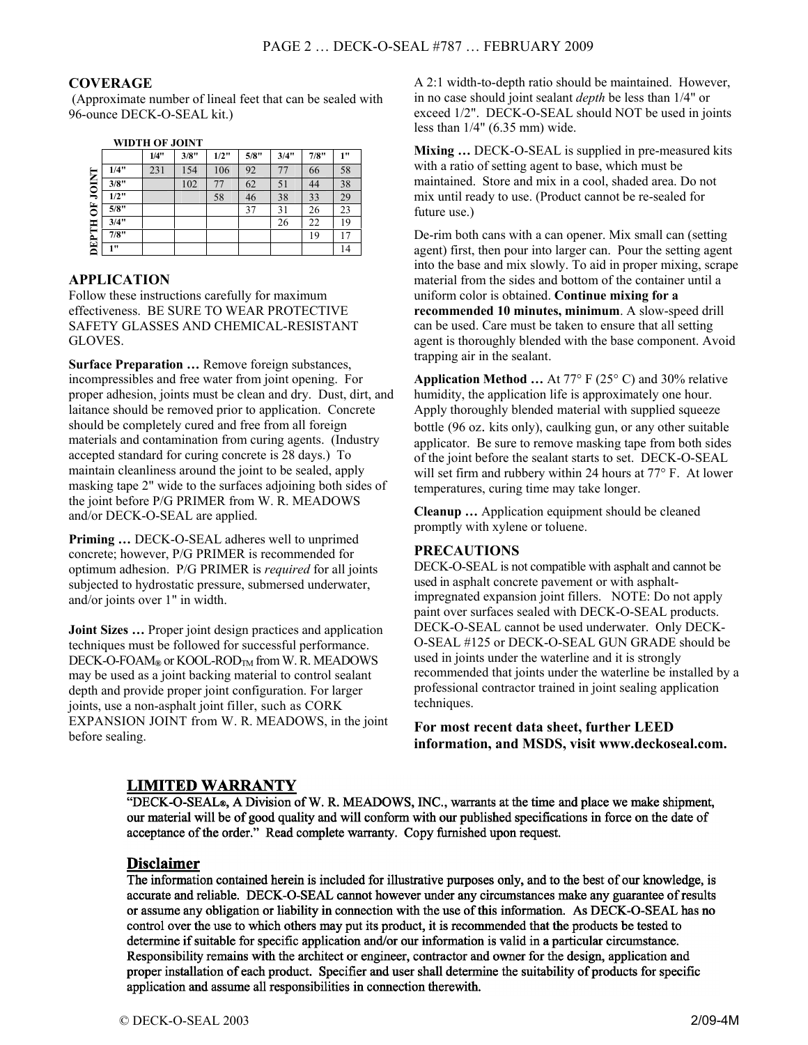## COVERAGE

(Approximate number of lineal feet that can be sealed with 96-ounce DECK-O-SEAL kit.)

| DEPTH OF JOINT \ WIDTH OF JOINT | 1/4" | 3/8" | 1/2" | 5/8" | 3/4" | 7/8" | 1" |
|---|---|---|---|---|---|---|---|
| 1/4" | 231 | 154 | 106 | 92 | 77 | 66 | 58 |
| 3/8" | | 102 | 77 | 62 | 51 | 44 | 38 |
| 1/2" | | | 58 | 46 | 38 | 33 | 29 |
| 5/8" | | | | 37 | 31 | 26 | 23 |
| 3/4" | | | | | 26 | 22 | 19 |
| 7/8" | | | | | | 19 | 17 |
| 1" | | | | | | | 14 |

## APPLICATION

Follow these instructions carefully for maximum effectiveness. BE SURE TO WEAR PROTECTIVE SAFETY GLASSES AND CHEMICAL-RESISTANT GLOVES.

**Surface Preparation …** Remove foreign substances, incompressibles and free water from joint opening. For proper adhesion, joints must be clean and dry. Dust, dirt, and laitance should be removed prior to application. Concrete should be completely cured and free from all foreign materials and contamination from curing agents. (Industry accepted standard for curing concrete is 28 days.) To maintain cleanliness around the joint to be sealed, apply masking tape 2" wide to the surfaces adjoining both sides of the joint before P/G PRIMER from W. R. MEADOWS and/or DECK-O-SEAL are applied.

**Priming …** DECK-O-SEAL adheres well to unprimed concrete; however, P/G PRIMER is recommended for optimum adhesion. P/G PRIMER is *required* for all joints subjected to hydrostatic pressure, submersed underwater, and/or joints over 1" in width.

**Joint Sizes …** Proper joint design practices and application techniques must be followed for successful performance. DECK-O-FOAM® or KOOL-ROD™ from W. R. MEADOWS may be used as a joint backing material to control sealant depth and provide proper joint configuration. For larger joints, use a non-asphalt joint filler, such as CORK EXPANSION JOINT from W. R. MEADOWS, in the joint before sealing.

A 2:1 width-to-depth ratio should be maintained. However, in no case should joint sealant *depth* be less than 1/4" or exceed 1/2". DECK-O-SEAL should NOT be used in joints less than 1/4" (6.35 mm) wide.

**Mixing …** DECK-O-SEAL is supplied in pre-measured kits with a ratio of setting agent to base, which must be maintained. Store and mix in a cool, shaded area. Do not mix until ready to use. (Product cannot be re-sealed for future use.)

De-rim both cans with a can opener. Mix small can (setting agent) first, then pour into larger can. Pour the setting agent into the base and mix slowly. To aid in proper mixing, scrape material from the sides and bottom of the container until a uniform color is obtained. **Continue mixing for a recommended 10 minutes, minimum**. A slow-speed drill can be used. Care must be taken to ensure that all setting agent is thoroughly blended with the base component. Avoid trapping air in the sealant.

**Application Method …** At 77° F (25° C) and 30% relative humidity, the application life is approximately one hour. Apply thoroughly blended material with supplied squeeze bottle (96 oz. kits only), caulking gun, or any other suitable applicator. Be sure to remove masking tape from both sides of the joint before the sealant starts to set. DECK-O-SEAL will set firm and rubbery within 24 hours at 77° F. At lower temperatures, curing time may take longer.

**Cleanup …** Application equipment should be cleaned promptly with xylene or toluene.

## PRECAUTIONS

DECK-O-SEAL is not compatible with asphalt and cannot be used in asphalt concrete pavement or with asphalt-impregnated expansion joint fillers. NOTE: Do not apply paint over surfaces sealed with DECK-O-SEAL products. DECK-O-SEAL cannot be used underwater. Only DECK-O-SEAL #125 or DECK-O-SEAL GUN GRADE should be used in joints under the waterline and it is strongly recommended that joints under the waterline be installed by a professional contractor trained in joint sealing application techniques.

**For most recent data sheet, further LEED information, and MSDS, visit www.deckoseal.com.**

## LIMITED WARRANTY

**"DECK-O-SEAL®, A Division of W. R. MEADOWS, INC., warrants at the time and place we make shipment, our material will be of good quality and will conform with our published specifications in force on the date of acceptance of the order." Read complete warranty. Copy furnished upon request.**

## Disclaimer

**The information contained herein is included for illustrative purposes only, and to the best of our knowledge, is accurate and reliable. DECK-O-SEAL cannot however under any circumstances make any guarantee of results or assume any obligation or liability in connection with the use of this information. As DECK-O-SEAL has no control over the use to which others may put its product, it is recommended that the products be tested to determine if suitable for specific application and/or our information is valid in a particular circumstance. Responsibility remains with the architect or engineer, contractor and owner for the design, application and proper installation of each product. Specifier and user shall determine the suitability of products for specific application and assume all responsibilities in connection therewith.**

© DECK-O-SEAL 2003

2/09-4M